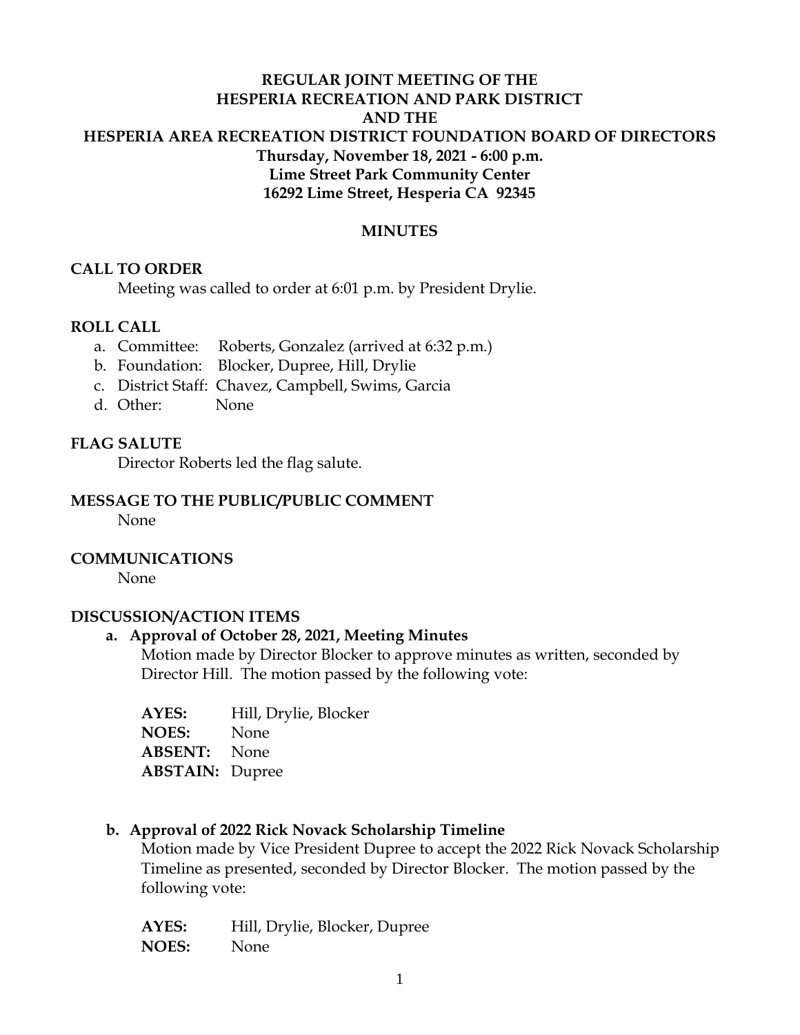# REGULAR JOINT MEETING OF THE HESPERIA RECREATION AND PARK DISTRICT AND THE HESPERIA AREA RECREATION DISTRICT FOUNDATION BOARD OF DIRECTORS

**Thursday, November 18, 2021 - 6:00 p.m.**
**Lime Street Park Community Center**
**16292 Lime Street, Hesperia CA 92345**

## MINUTES

### CALL TO ORDER

Meeting was called to order at 6:01 p.m. by President Drylie.

### ROLL CALL

a. Committee: Roberts, Gonzalez (arrived at 6:32 p.m.)
b. Foundation: Blocker, Dupree, Hill, Drylie
c. District Staff: Chavez, Campbell, Swims, Garcia
d. Other: None

### FLAG SALUTE

Director Roberts led the flag salute.

### MESSAGE TO THE PUBLIC/PUBLIC COMMENT

None

### COMMUNICATIONS

None

### DISCUSSION/ACTION ITEMS

**a. Approval of October 28, 2021, Meeting Minutes**

Motion made by Director Blocker to approve minutes as written, seconded by Director Hill. The motion passed by the following vote:

**AYES:** Hill, Drylie, Blocker
**NOES:** None
**ABSENT:** None
**ABSTAIN:** Dupree

**b. Approval of 2022 Rick Novack Scholarship Timeline**

Motion made by Vice President Dupree to accept the 2022 Rick Novack Scholarship Timeline as presented, seconded by Director Blocker. The motion passed by the following vote:

**AYES:** Hill, Drylie, Blocker, Dupree
**NOES:** None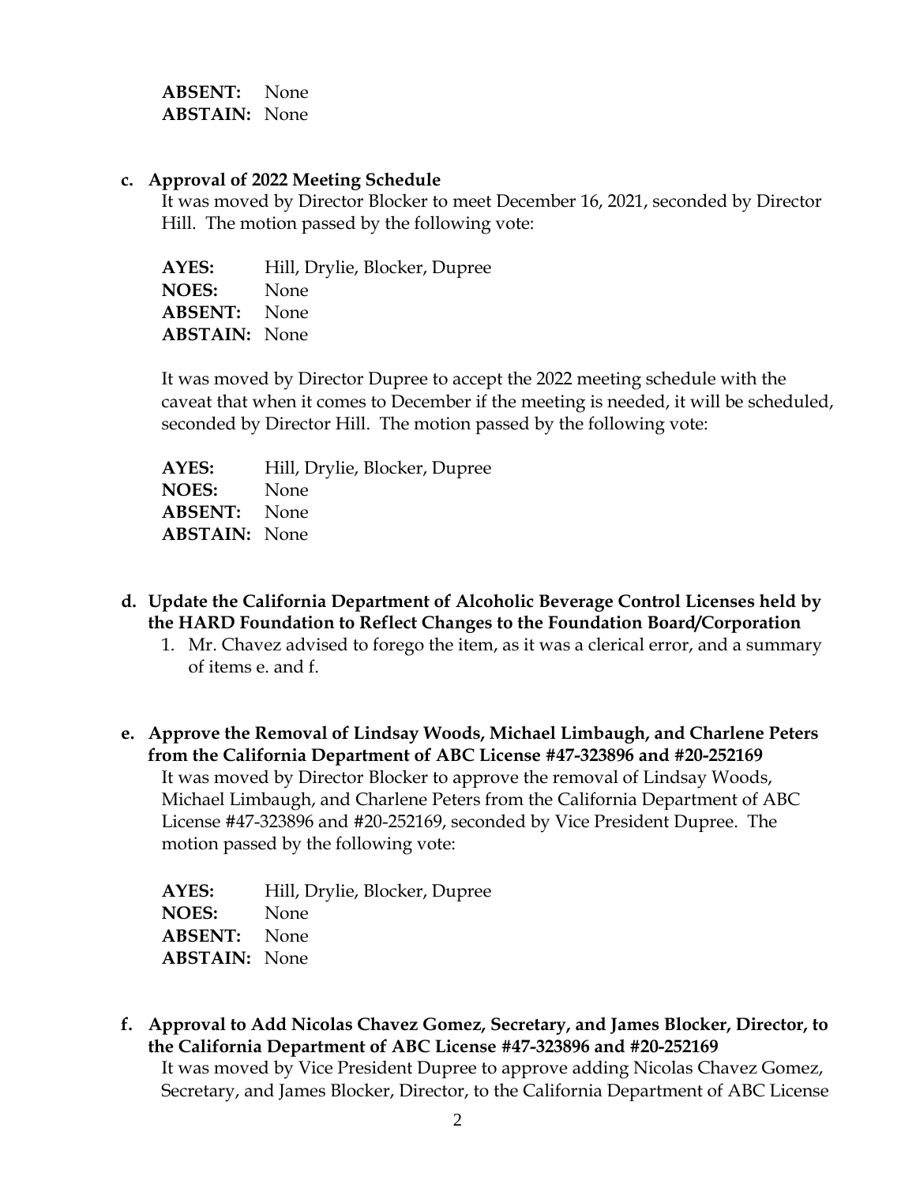**ABSENT:** None
**ABSTAIN:** None

**c. Approval of 2022 Meeting Schedule**

It was moved by Director Blocker to meet December 16, 2021, seconded by Director Hill. The motion passed by the following vote:

**AYES:** Hill, Drylie, Blocker, Dupree
**NOES:** None
**ABSENT:** None
**ABSTAIN:** None

It was moved by Director Dupree to accept the 2022 meeting schedule with the caveat that when it comes to December if the meeting is needed, it will be scheduled, seconded by Director Hill. The motion passed by the following vote:

**AYES:** Hill, Drylie, Blocker, Dupree
**NOES:** None
**ABSENT:** None
**ABSTAIN:** None

**d. Update the California Department of Alcoholic Beverage Control Licenses held by the HARD Foundation to Reflect Changes to the Foundation Board/Corporation**

1. Mr. Chavez advised to forego the item, as it was a clerical error, and a summary of items e. and f.

**e. Approve the Removal of Lindsay Woods, Michael Limbaugh, and Charlene Peters from the California Department of ABC License #47-323896 and #20-252169**

It was moved by Director Blocker to approve the removal of Lindsay Woods, Michael Limbaugh, and Charlene Peters from the California Department of ABC License #47-323896 and #20-252169, seconded by Vice President Dupree. The motion passed by the following vote:

**AYES:** Hill, Drylie, Blocker, Dupree
**NOES:** None
**ABSENT:** None
**ABSTAIN:** None

**f. Approval to Add Nicolas Chavez Gomez, Secretary, and James Blocker, Director, to the California Department of ABC License #47-323896 and #20-252169**

It was moved by Vice President Dupree to approve adding Nicolas Chavez Gomez, Secretary, and James Blocker, Director, to the California Department of ABC License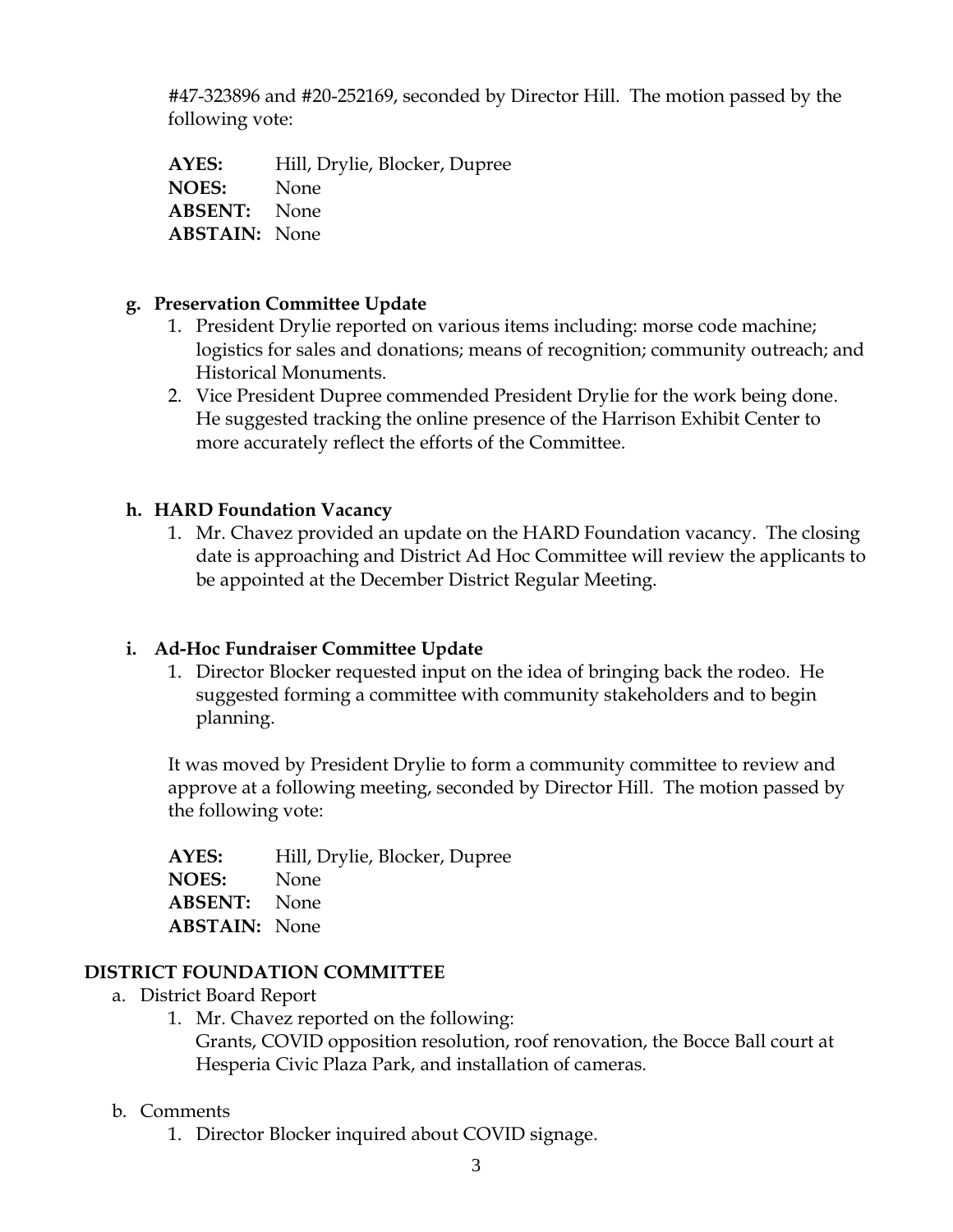#47-323896 and #20-252169, seconded by Director Hill. The motion passed by the following vote:

**AYES:** Hill, Drylie, Blocker, Dupree
**NOES:** None
**ABSENT:** None
**ABSTAIN:** None

**g. Preservation Committee Update**

1. President Drylie reported on various items including: morse code machine; logistics for sales and donations; means of recognition; community outreach; and Historical Monuments.
2. Vice President Dupree commended President Drylie for the work being done. He suggested tracking the online presence of the Harrison Exhibit Center to more accurately reflect the efforts of the Committee.

**h. HARD Foundation Vacancy**

1. Mr. Chavez provided an update on the HARD Foundation vacancy. The closing date is approaching and District Ad Hoc Committee will review the applicants to be appointed at the December District Regular Meeting.

**i. Ad-Hoc Fundraiser Committee Update**

1. Director Blocker requested input on the idea of bringing back the rodeo. He suggested forming a committee with community stakeholders and to begin planning.

It was moved by President Drylie to form a community committee to review and approve at a following meeting, seconded by Director Hill. The motion passed by the following vote:

**AYES:** Hill, Drylie, Blocker, Dupree
**NOES:** None
**ABSENT:** None
**ABSTAIN:** None

**DISTRICT FOUNDATION COMMITTEE**

a. District Board Report
   1. Mr. Chavez reported on the following:
      Grants, COVID opposition resolution, roof renovation, the Bocce Ball court at Hesperia Civic Plaza Park, and installation of cameras.

b. Comments
   1. Director Blocker inquired about COVID signage.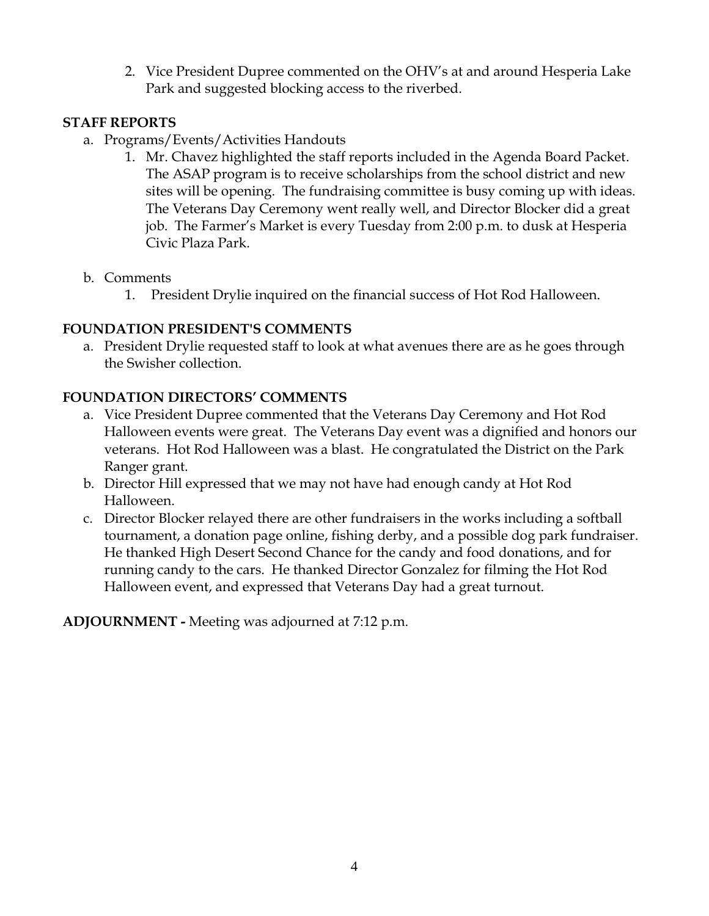2. Vice President Dupree commented on the OHV's at and around Hesperia Lake Park and suggested blocking access to the riverbed.

**STAFF REPORTS**

a. Programs/Events/Activities Handouts
   1. Mr. Chavez highlighted the staff reports included in the Agenda Board Packet. The ASAP program is to receive scholarships from the school district and new sites will be opening. The fundraising committee is busy coming up with ideas. The Veterans Day Ceremony went really well, and Director Blocker did a great job. The Farmer's Market is every Tuesday from 2:00 p.m. to dusk at Hesperia Civic Plaza Park.

b. Comments
   1. President Drylie inquired on the financial success of Hot Rod Halloween.

**FOUNDATION PRESIDENT'S COMMENTS**

a. President Drylie requested staff to look at what avenues there are as he goes through the Swisher collection.

**FOUNDATION DIRECTORS' COMMENTS**

a. Vice President Dupree commented that the Veterans Day Ceremony and Hot Rod Halloween events were great. The Veterans Day event was a dignified and honors our veterans. Hot Rod Halloween was a blast. He congratulated the District on the Park Ranger grant.
b. Director Hill expressed that we may not have had enough candy at Hot Rod Halloween.
c. Director Blocker relayed there are other fundraisers in the works including a softball tournament, a donation page online, fishing derby, and a possible dog park fundraiser. He thanked High Desert Second Chance for the candy and food donations, and for running candy to the cars. He thanked Director Gonzalez for filming the Hot Rod Halloween event, and expressed that Veterans Day had a great turnout.

**ADJOURNMENT -** Meeting was adjourned at 7:12 p.m.